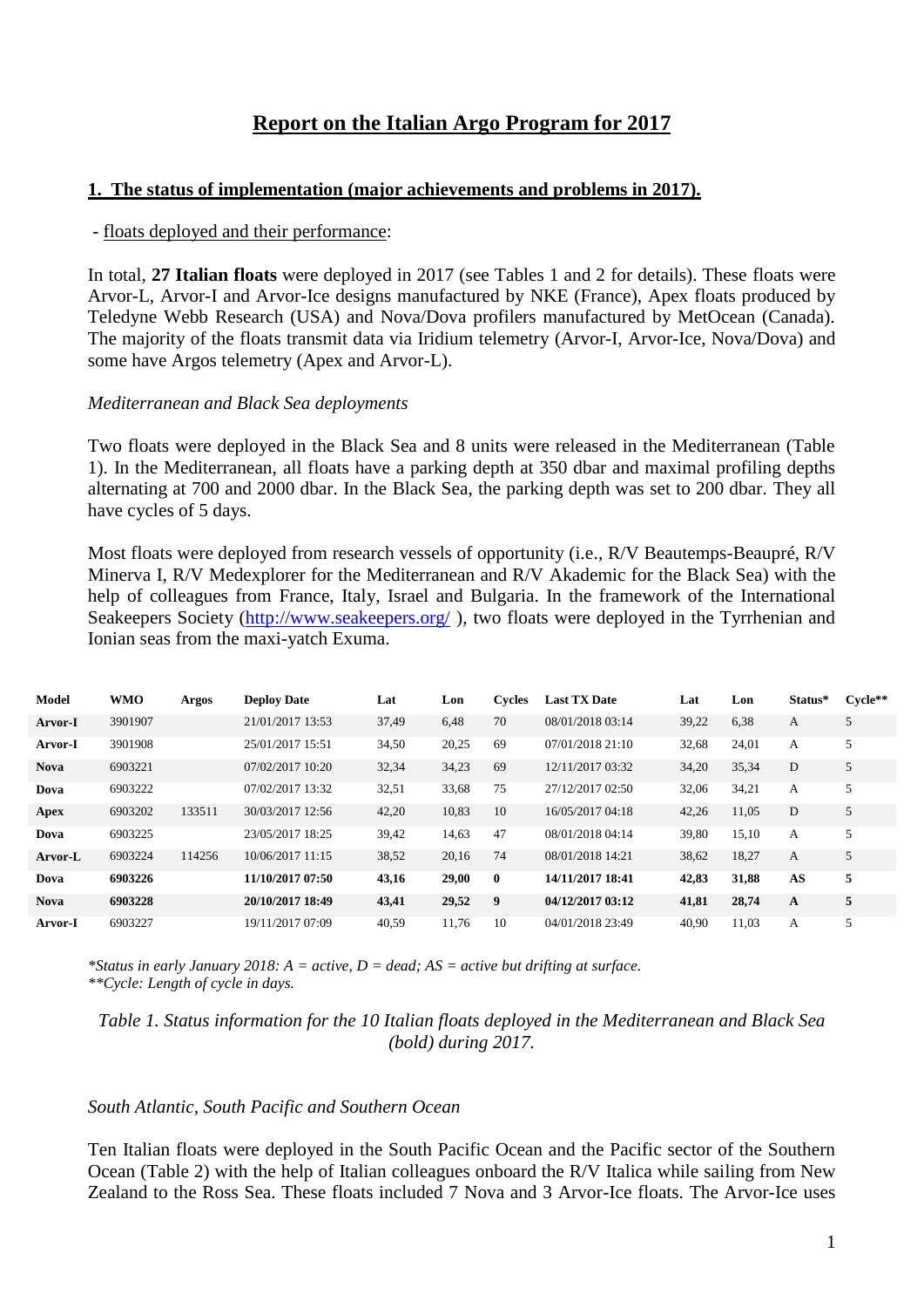# Report on the Italian Argo Program for 2017

## 1. The status of implementation (major achievements and problems in 2017).

- floats deployed and their performance:

In total, **27 Italian floats** were deployed in 2017 (see Tables 1 and 2 for details). These floats were Arvor-L, Arvor-I and Arvor-Ice designs manufactured by NKE (France), Apex floats produced by Teledyne Webb Research (USA) and Nova/Dova profilers manufactured by MetOcean (Canada). The majority of the floats transmit data via Iridium telemetry (Arvor-I, Arvor-Ice, Nova/Dova) and some have Argos telemetry (Apex and Arvor-L).

*Mediterranean and Black Sea deployments*

Two floats were deployed in the Black Sea and 8 units were released in the Mediterranean (Table 1). In the Mediterranean, all floats have a parking depth at 350 dbar and maximal profiling depths alternating at 700 and 2000 dbar. In the Black Sea, the parking depth was set to 200 dbar. They all have cycles of 5 days.

Most floats were deployed from research vessels of opportunity (i.e., R/V Beautemps-Beaupré, R/V Minerva I, R/V Medexplorer for the Mediterranean and R/V Akademic for the Black Sea) with the help of colleagues from France, Italy, Israel and Bulgaria. In the framework of the International Seakeepers Society (http://www.seakeepers.org/ ), two floats were deployed in the Tyrrhenian and Ionian seas from the maxi-yatch Exuma.

| Model | WMO | Argos | Deploy Date | Lat | Lon | Cycles | Last TX Date | Lat | Lon | Status* | Cycle** |
|---|---|---|---|---|---|---|---|---|---|---|---|
| **Arvor-I** | 3901907 | | 21/01/2017 13:53 | 37,49 | 6,48 | 70 | 08/01/2018 03:14 | 39,22 | 6,38 | A | 5 |
| **Arvor-I** | 3901908 | | 25/01/2017 15:51 | 34,50 | 20,25 | 69 | 07/01/2018 21:10 | 32,68 | 24,01 | A | 5 |
| **Nova** | 6903221 | | 07/02/2017 10:20 | 32,34 | 34,23 | 69 | 12/11/2017 03:32 | 34,20 | 35,34 | D | 5 |
| **Dova** | 6903222 | | 07/02/2017 13:32 | 32,51 | 33,68 | 75 | 27/12/2017 02:50 | 32,06 | 34,21 | A | 5 |
| **Apex** | 6903202 | 133511 | 30/03/2017 12:56 | 42,20 | 10,83 | 10 | 16/05/2017 04:18 | 42,26 | 11,05 | D | 5 |
| **Dova** | 6903225 | | 23/05/2017 18:25 | 39,42 | 14,63 | 47 | 08/01/2018 04:14 | 39,80 | 15,10 | A | 5 |
| **Arvor-L** | 6903224 | 114256 | 10/06/2017 11:15 | 38,52 | 20,16 | 74 | 08/01/2018 14:21 | 38,62 | 18,27 | A | 5 |
| **Dova** | **6903226** | | **11/10/2017 07:50** | **43,16** | **29,00** | **0** | **14/11/2017 18:41** | **42,83** | **31,88** | **AS** | **5** |
| **Nova** | **6903228** | | **20/10/2017 18:49** | **43,41** | **29,52** | **9** | **04/12/2017 03:12** | **41,81** | **28,74** | **A** | **5** |
| **Arvor-I** | 6903227 | | 19/11/2017 07:09 | 40,59 | 11,76 | 10 | 04/01/2018 23:49 | 40,90 | 11,03 | A | 5 |

*\*Status in early January 2018: A = active, D = dead; AS = active but drifting at surface.*
*\*\*Cycle: Length of cycle in days.*

*Table 1. Status information for the 10 Italian floats deployed in the Mediterranean and Black Sea (bold) during 2017.*

*South Atlantic, South Pacific and Southern Ocean*

Ten Italian floats were deployed in the South Pacific Ocean and the Pacific sector of the Southern Ocean (Table 2) with the help of Italian colleagues onboard the R/V Italica while sailing from New Zealand to the Ross Sea. These floats included 7 Nova and 3 Arvor-Ice floats. The Arvor-Ice uses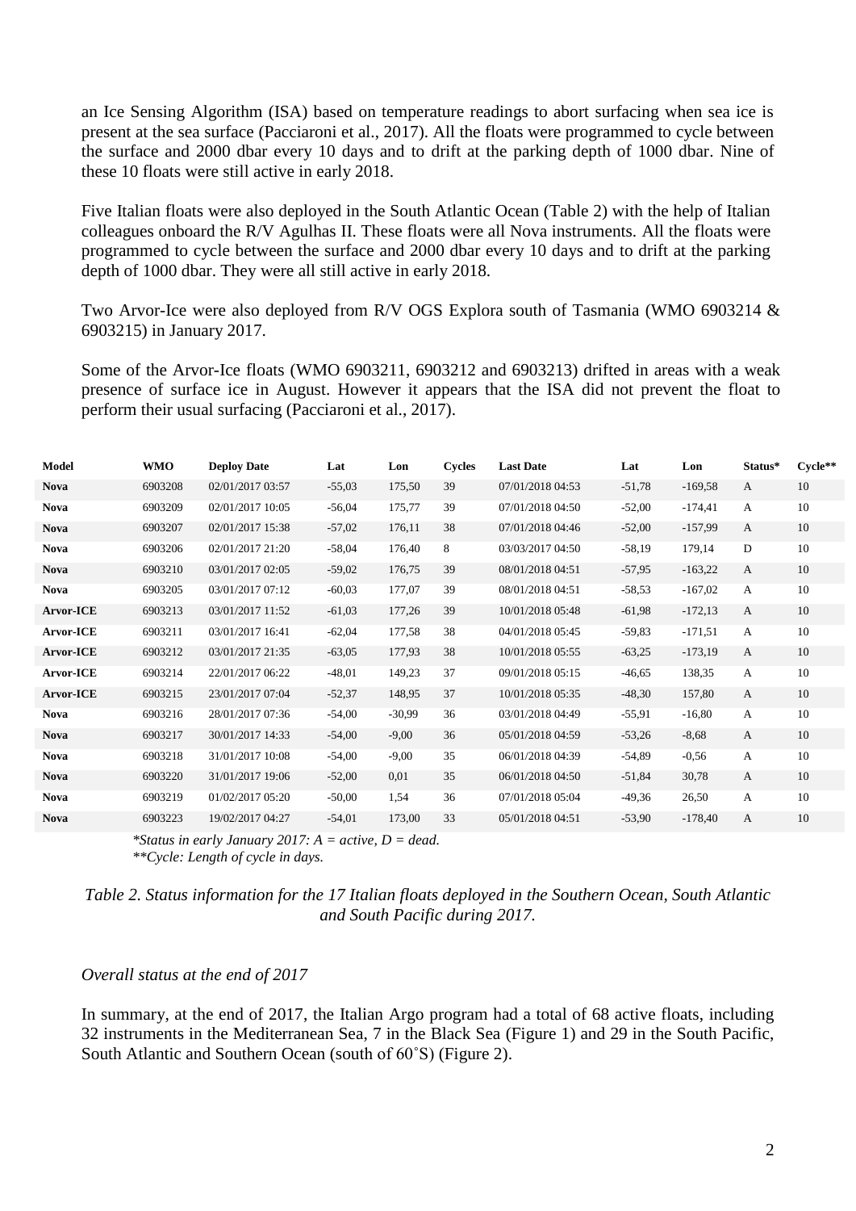an Ice Sensing Algorithm (ISA) based on temperature readings to abort surfacing when sea ice is present at the sea surface (Pacciaroni et al., 2017). All the floats were programmed to cycle between the surface and 2000 dbar every 10 days and to drift at the parking depth of 1000 dbar. Nine of these 10 floats were still active in early 2018.

Five Italian floats were also deployed in the South Atlantic Ocean (Table 2) with the help of Italian colleagues onboard the R/V Agulhas II. These floats were all Nova instruments. All the floats were programmed to cycle between the surface and 2000 dbar every 10 days and to drift at the parking depth of 1000 dbar. They were all still active in early 2018.

Two Arvor-Ice were also deployed from R/V OGS Explora south of Tasmania (WMO 6903214 & 6903215) in January 2017.

Some of the Arvor-Ice floats (WMO 6903211, 6903212 and 6903213) drifted in areas with a weak presence of surface ice in August. However it appears that the ISA did not prevent the float to perform their usual surfacing (Pacciaroni et al., 2017).

| Model | WMO | Deploy Date | Lat | Lon | Cycles | Last Date | Lat | Lon | Status* | Cycle** |
|---|---|---|---|---|---|---|---|---|---|---|
| **Nova** | 6903208 | 02/01/2017 03:57 | -55,03 | 175,50 | 39 | 07/01/2018 04:53 | -51,78 | -169,58 | A | 10 |
| **Nova** | 6903209 | 02/01/2017 10:05 | -56,04 | 175,77 | 39 | 07/01/2018 04:50 | -52,00 | -174,41 | A | 10 |
| **Nova** | 6903207 | 02/01/2017 15:38 | -57,02 | 176,11 | 38 | 07/01/2018 04:46 | -52,00 | -157,99 | A | 10 |
| **Nova** | 6903206 | 02/01/2017 21:20 | -58,04 | 176,40 | 8 | 03/03/2017 04:50 | -58,19 | 179,14 | D | 10 |
| **Nova** | 6903210 | 03/01/2017 02:05 | -59,02 | 176,75 | 39 | 08/01/2018 04:51 | -57,95 | -163,22 | A | 10 |
| **Nova** | 6903205 | 03/01/2017 07:12 | -60,03 | 177,07 | 39 | 08/01/2018 04:51 | -58,53 | -167,02 | A | 10 |
| **Arvor-ICE** | 6903213 | 03/01/2017 11:52 | -61,03 | 177,26 | 39 | 10/01/2018 05:48 | -61,98 | -172,13 | A | 10 |
| **Arvor-ICE** | 6903211 | 03/01/2017 16:41 | -62,04 | 177,58 | 38 | 04/01/2018 05:45 | -59,83 | -171,51 | A | 10 |
| **Arvor-ICE** | 6903212 | 03/01/2017 21:35 | -63,05 | 177,93 | 38 | 10/01/2018 05:55 | -63,25 | -173,19 | A | 10 |
| **Arvor-ICE** | 6903214 | 22/01/2017 06:22 | -48,01 | 149,23 | 37 | 09/01/2018 05:15 | -46,65 | 138,35 | A | 10 |
| **Arvor-ICE** | 6903215 | 23/01/2017 07:04 | -52,37 | 148,95 | 37 | 10/01/2018 05:35 | -48,30 | 157,80 | A | 10 |
| **Nova** | 6903216 | 28/01/2017 07:36 | -54,00 | -30,99 | 36 | 03/01/2018 04:49 | -55,91 | -16,80 | A | 10 |
| **Nova** | 6903217 | 30/01/2017 14:33 | -54,00 | -9,00 | 36 | 05/01/2018 04:59 | -53,26 | -8,68 | A | 10 |
| **Nova** | 6903218 | 31/01/2017 10:08 | -54,00 | -9,00 | 35 | 06/01/2018 04:39 | -54,89 | -0,56 | A | 10 |
| **Nova** | 6903220 | 31/01/2017 19:06 | -52,00 | 0,01 | 35 | 06/01/2018 04:50 | -51,84 | 30,78 | A | 10 |
| **Nova** | 6903219 | 01/02/2017 05:20 | -50,00 | 1,54 | 36 | 07/01/2018 05:04 | -49,36 | 26,50 | A | 10 |
| **Nova** | 6903223 | 19/02/2017 04:27 | -54,01 | 173,00 | 33 | 05/01/2018 04:51 | -53,90 | -178,40 | A | 10 |

*\*Status in early January 2017: A = active, D = dead.*
*\*\*Cycle: Length of cycle in days.*

*Table 2. Status information for the 17 Italian floats deployed in the Southern Ocean, South Atlantic and South Pacific during 2017.*

*Overall status at the end of 2017*

In summary, at the end of 2017, the Italian Argo program had a total of 68 active floats, including 32 instruments in the Mediterranean Sea, 7 in the Black Sea (Figure 1) and 29 in the South Pacific, South Atlantic and Southern Ocean (south of 60˚S) (Figure 2).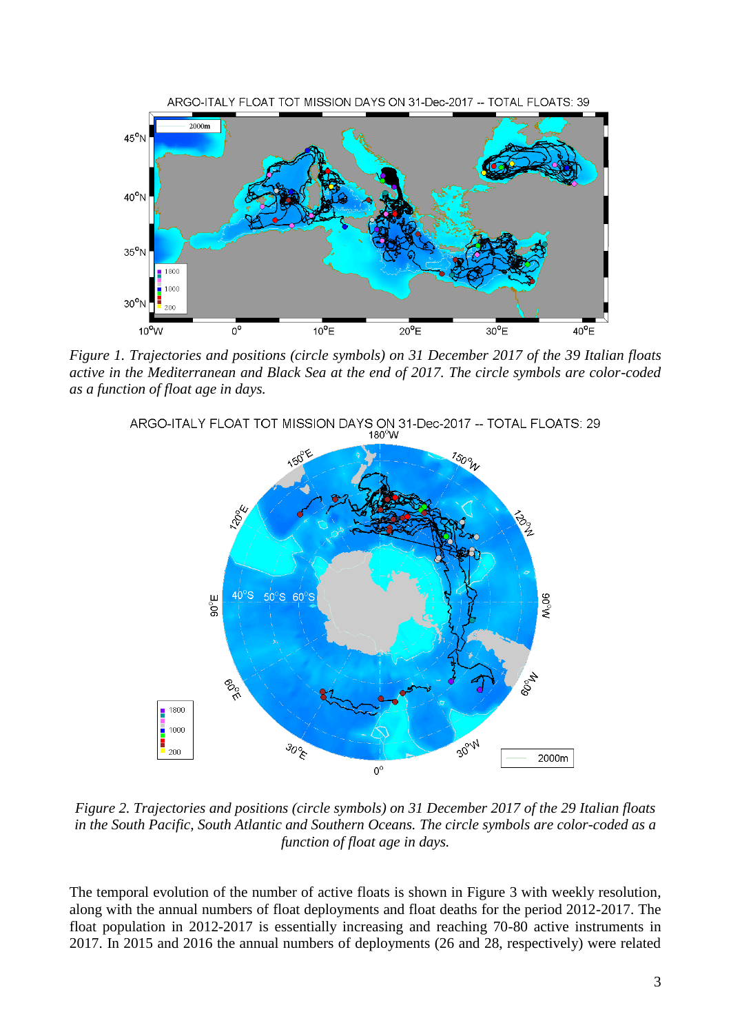*Figure 1. Trajectories and positions (circle symbols) on 31 December 2017 of the 39 Italian floats active in the Mediterranean and Black Sea at the end of 2017. The circle symbols are color-coded as a function of float age in days.*

*Figure 2. Trajectories and positions (circle symbols) on 31 December 2017 of the 29 Italian floats in the South Pacific, South Atlantic and Southern Oceans. The circle symbols are color-coded as a function of float age in days.*

The temporal evolution of the number of active floats is shown in Figure 3 with weekly resolution, along with the annual numbers of float deployments and float deaths for the period 2012-2017. The float population in 2012-2017 is essentially increasing and reaching 70-80 active instruments in 2017. In 2015 and 2016 the annual numbers of deployments (26 and 28, respectively) were related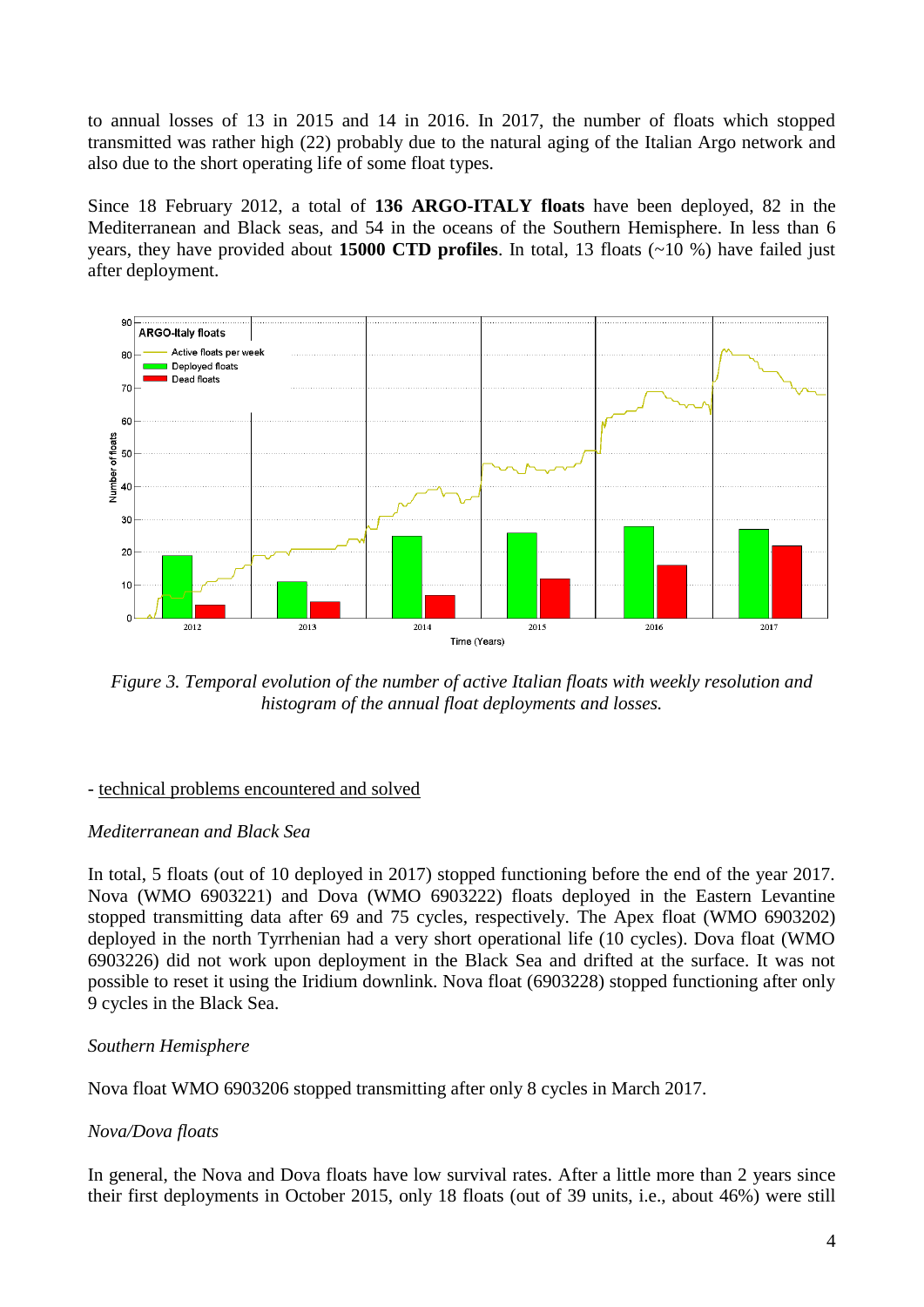to annual losses of 13 in 2015 and 14 in 2016. In 2017, the number of floats which stopped transmitted was rather high (22) probably due to the natural aging of the Italian Argo network and also due to the short operating life of some float types.

Since 18 February 2012, a total of **136 ARGO-ITALY floats** have been deployed, 82 in the Mediterranean and Black seas, and 54 in the oceans of the Southern Hemisphere. In less than 6 years, they have provided about **15000 CTD profiles**. In total, 13 floats (~10 %) have failed just after deployment.

*Figure 3. Temporal evolution of the number of active Italian floats with weekly resolution and histogram of the annual float deployments and losses.*

- <u>technical problems encountered and solved</u>

*Mediterranean and Black Sea*

In total, 5 floats (out of 10 deployed in 2017) stopped functioning before the end of the year 2017. Nova (WMO 6903221) and Dova (WMO 6903222) floats deployed in the Eastern Levantine stopped transmitting data after 69 and 75 cycles, respectively. The Apex float (WMO 6903202) deployed in the north Tyrrhenian had a very short operational life (10 cycles). Dova float (WMO 6903226) did not work upon deployment in the Black Sea and drifted at the surface. It was not possible to reset it using the Iridium downlink. Nova float (6903228) stopped functioning after only 9 cycles in the Black Sea.

*Southern Hemisphere*

Nova float WMO 6903206 stopped transmitting after only 8 cycles in March 2017.

*Nova/Dova floats*

In general, the Nova and Dova floats have low survival rates. After a little more than 2 years since their first deployments in October 2015, only 18 floats (out of 39 units, i.e., about 46%) were still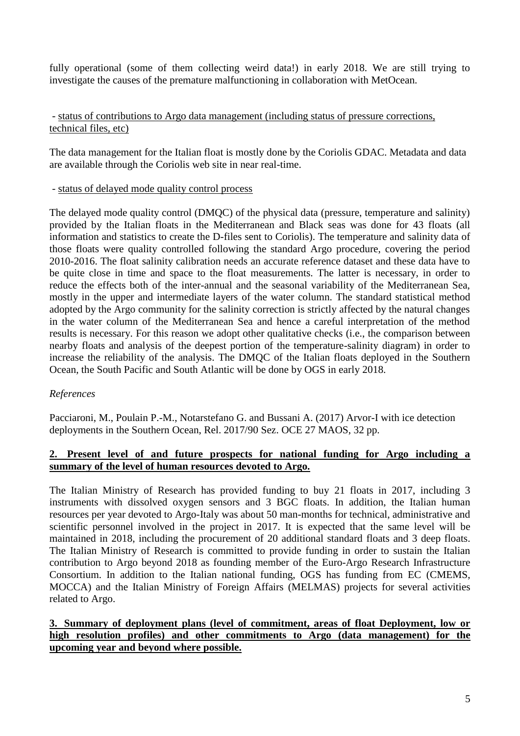fully operational (some of them collecting weird data!) in early 2018. We are still trying to investigate the causes of the premature malfunctioning in collaboration with MetOcean.

- status of contributions to Argo data management (including status of pressure corrections, technical files, etc)

The data management for the Italian float is mostly done by the Coriolis GDAC. Metadata and data are available through the Coriolis web site in near real-time.

- status of delayed mode quality control process

The delayed mode quality control (DMQC) of the physical data (pressure, temperature and salinity) provided by the Italian floats in the Mediterranean and Black seas was done for 43 floats (all information and statistics to create the D-files sent to Coriolis). The temperature and salinity data of those floats were quality controlled following the standard Argo procedure, covering the period 2010-2016. The float salinity calibration needs an accurate reference dataset and these data have to be quite close in time and space to the float measurements. The latter is necessary, in order to reduce the effects both of the inter-annual and the seasonal variability of the Mediterranean Sea, mostly in the upper and intermediate layers of the water column. The standard statistical method adopted by the Argo community for the salinity correction is strictly affected by the natural changes in the water column of the Mediterranean Sea and hence a careful interpretation of the method results is necessary. For this reason we adopt other qualitative checks (i.e., the comparison between nearby floats and analysis of the deepest portion of the temperature-salinity diagram) in order to increase the reliability of the analysis. The DMQC of the Italian floats deployed in the Southern Ocean, the South Pacific and South Atlantic will be done by OGS in early 2018.

*References*

Pacciaroni, M., Poulain P.-M., Notarstefano G. and Bussani A. (2017) Arvor-I with ice detection deployments in the Southern Ocean, Rel. 2017/90 Sez. OCE 27 MAOS, 32 pp.

**2. Present level of and future prospects for national funding for Argo including a summary of the level of human resources devoted to Argo.**

The Italian Ministry of Research has provided funding to buy 21 floats in 2017, including 3 instruments with dissolved oxygen sensors and 3 BGC floats. In addition, the Italian human resources per year devoted to Argo-Italy was about 50 man-months for technical, administrative and scientific personnel involved in the project in 2017. It is expected that the same level will be maintained in 2018, including the procurement of 20 additional standard floats and 3 deep floats. The Italian Ministry of Research is committed to provide funding in order to sustain the Italian contribution to Argo beyond 2018 as founding member of the Euro-Argo Research Infrastructure Consortium. In addition to the Italian national funding, OGS has funding from EC (CMEMS, MOCCA) and the Italian Ministry of Foreign Affairs (MELMAS) projects for several activities related to Argo.

**3. Summary of deployment plans (level of commitment, areas of float Deployment, low or high resolution profiles) and other commitments to Argo (data management) for the upcoming year and beyond where possible.**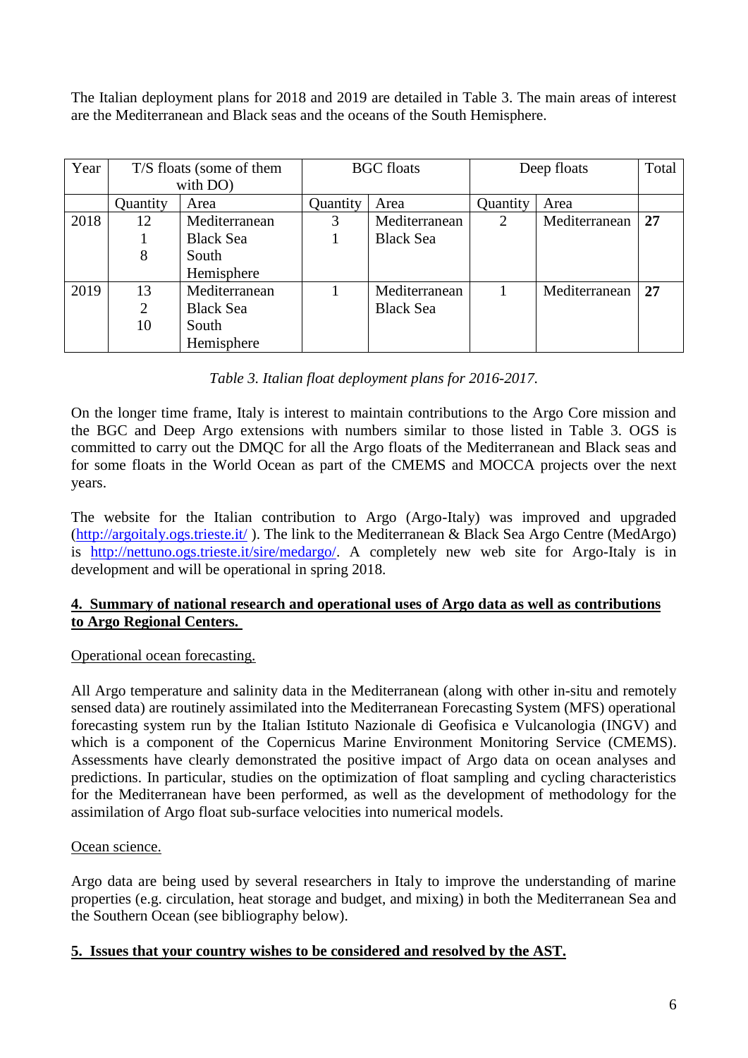The Italian deployment plans for 2018 and 2019 are detailed in Table 3. The main areas of interest are the Mediterranean and Black seas and the oceans of the South Hemisphere.

| Year | T/S floats (some of them with DO) | | BGC floats | | Deep floats | | Total |
|---|---|---|---|---|---|---|---|
| | Quantity | Area | Quantity | Area | Quantity | Area | |
| 2018 | 12<br>1<br>8 | Mediterranean<br>Black Sea<br>South Hemisphere | 3<br>1 | Mediterranean<br>Black Sea | 2 | Mediterranean | **27** |
| 2019 | 13<br>2<br>10 | Mediterranean<br>Black Sea<br>South Hemisphere | 1 | Mediterranean<br>Black Sea | 1 | Mediterranean | **27** |

*Table 3. Italian float deployment plans for 2016-2017.*

On the longer time frame, Italy is interest to maintain contributions to the Argo Core mission and the BGC and Deep Argo extensions with numbers similar to those listed in Table 3. OGS is committed to carry out the DMQC for all the Argo floats of the Mediterranean and Black seas and for some floats in the World Ocean as part of the CMEMS and MOCCA projects over the next years.

The website for the Italian contribution to Argo (Argo-Italy) was improved and upgraded (http://argoitaly.ogs.trieste.it/ ). The link to the Mediterranean & Black Sea Argo Centre (MedArgo) is http://nettuno.ogs.trieste.it/sire/medargo/. A completely new web site for Argo-Italy is in development and will be operational in spring 2018.

## 4. Summary of national research and operational uses of Argo data as well as contributions to Argo Regional Centers.

Operational ocean forecasting.

All Argo temperature and salinity data in the Mediterranean (along with other in-situ and remotely sensed data) are routinely assimilated into the Mediterranean Forecasting System (MFS) operational forecasting system run by the Italian Istituto Nazionale di Geofisica e Vulcanologia (INGV) and which is a component of the Copernicus Marine Environment Monitoring Service (CMEMS). Assessments have clearly demonstrated the positive impact of Argo data on ocean analyses and predictions. In particular, studies on the optimization of float sampling and cycling characteristics for the Mediterranean have been performed, as well as the development of methodology for the assimilation of Argo float sub-surface velocities into numerical models.

Ocean science.

Argo data are being used by several researchers in Italy to improve the understanding of marine properties (e.g. circulation, heat storage and budget, and mixing) in both the Mediterranean Sea and the Southern Ocean (see bibliography below).

## 5. Issues that your country wishes to be considered and resolved by the AST.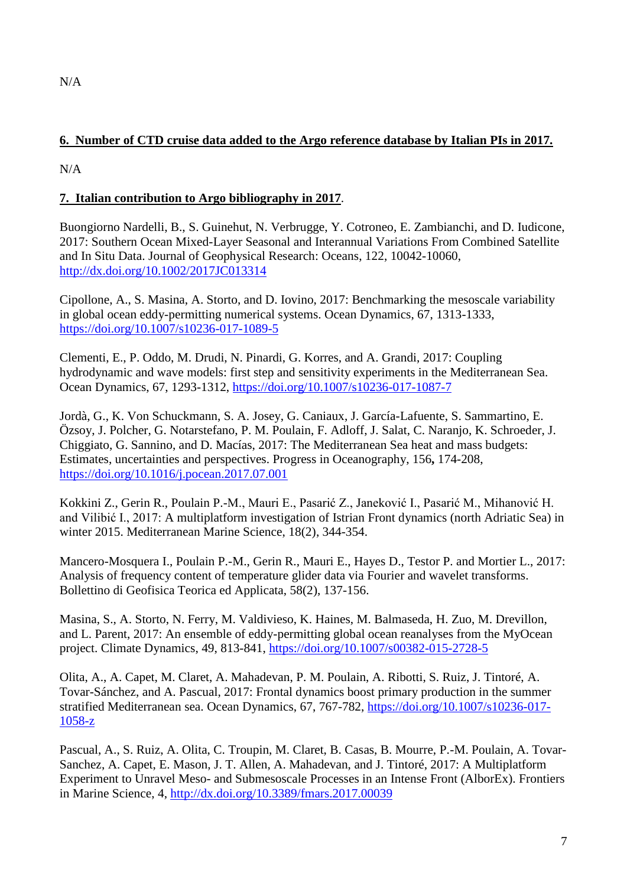N/A

## 6. Number of CTD cruise data added to the Argo reference database by Italian PIs in 2017.

N/A

## 7. Italian contribution to Argo bibliography in 2017.

Buongiorno Nardelli, B., S. Guinehut, N. Verbrugge, Y. Cotroneo, E. Zambianchi, and D. Iudicone, 2017: Southern Ocean Mixed-Layer Seasonal and Interannual Variations From Combined Satellite and In Situ Data. Journal of Geophysical Research: Oceans, 122, 10042-10060, http://dx.doi.org/10.1002/2017JC013314

Cipollone, A., S. Masina, A. Storto, and D. Iovino, 2017: Benchmarking the mesoscale variability in global ocean eddy-permitting numerical systems. Ocean Dynamics, 67, 1313-1333, https://doi.org/10.1007/s10236-017-1089-5

Clementi, E., P. Oddo, M. Drudi, N. Pinardi, G. Korres, and A. Grandi, 2017: Coupling hydrodynamic and wave models: first step and sensitivity experiments in the Mediterranean Sea. Ocean Dynamics, 67, 1293-1312, https://doi.org/10.1007/s10236-017-1087-7

Jordà, G., K. Von Schuckmann, S. A. Josey, G. Caniaux, J. García-Lafuente, S. Sammartino, E. Özsoy, J. Polcher, G. Notarstefano, P. M. Poulain, F. Adloff, J. Salat, C. Naranjo, K. Schroeder, J. Chiggiato, G. Sannino, and D. Macías, 2017: The Mediterranean Sea heat and mass budgets: Estimates, uncertainties and perspectives. Progress in Oceanography, 156**,** 174-208, https://doi.org/10.1016/j.pocean.2017.07.001

Kokkini Z., Gerin R., Poulain P.-M., Mauri E., Pasarić Z., Janeković I., Pasarić M., Mihanović H. and Vilibić I., 2017: A multiplatform investigation of Istrian Front dynamics (north Adriatic Sea) in winter 2015. Mediterranean Marine Science, 18(2), 344-354.

Mancero-Mosquera I., Poulain P.-M., Gerin R., Mauri E., Hayes D., Testor P. and Mortier L., 2017: Analysis of frequency content of temperature glider data via Fourier and wavelet transforms. Bollettino di Geofisica Teorica ed Applicata, 58(2), 137-156.

Masina, S., A. Storto, N. Ferry, M. Valdivieso, K. Haines, M. Balmaseda, H. Zuo, M. Drevillon, and L. Parent, 2017: An ensemble of eddy-permitting global ocean reanalyses from the MyOcean project. Climate Dynamics, 49, 813-841, https://doi.org/10.1007/s00382-015-2728-5

Olita, A., A. Capet, M. Claret, A. Mahadevan, P. M. Poulain, A. Ribotti, S. Ruiz, J. Tintoré, A. Tovar-Sánchez, and A. Pascual, 2017: Frontal dynamics boost primary production in the summer stratified Mediterranean sea. Ocean Dynamics, 67, 767-782, https://doi.org/10.1007/s10236-017-1058-z

Pascual, A., S. Ruiz, A. Olita, C. Troupin, M. Claret, B. Casas, B. Mourre, P.-M. Poulain, A. Tovar-Sanchez, A. Capet, E. Mason, J. T. Allen, A. Mahadevan, and J. Tintoré, 2017: A Multiplatform Experiment to Unravel Meso- and Submesoscale Processes in an Intense Front (AlborEx). Frontiers in Marine Science, 4, http://dx.doi.org/10.3389/fmars.2017.00039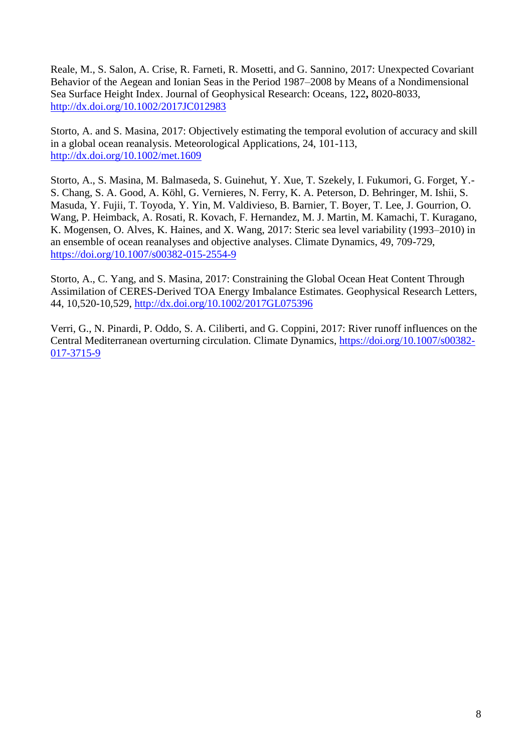Reale, M., S. Salon, A. Crise, R. Farneti, R. Mosetti, and G. Sannino, 2017: Unexpected Covariant Behavior of the Aegean and Ionian Seas in the Period 1987–2008 by Means of a Nondimensional Sea Surface Height Index. Journal of Geophysical Research: Oceans, 122**,** 8020-8033, http://dx.doi.org/10.1002/2017JC012983

Storto, A. and S. Masina, 2017: Objectively estimating the temporal evolution of accuracy and skill in a global ocean reanalysis. Meteorological Applications, 24, 101-113, http://dx.doi.org/10.1002/met.1609

Storto, A., S. Masina, M. Balmaseda, S. Guinehut, Y. Xue, T. Szekely, I. Fukumori, G. Forget, Y.-S. Chang, S. A. Good, A. Köhl, G. Vernieres, N. Ferry, K. A. Peterson, D. Behringer, M. Ishii, S. Masuda, Y. Fujii, T. Toyoda, Y. Yin, M. Valdivieso, B. Barnier, T. Boyer, T. Lee, J. Gourrion, O. Wang, P. Heimback, A. Rosati, R. Kovach, F. Hernandez, M. J. Martin, M. Kamachi, T. Kuragano, K. Mogensen, O. Alves, K. Haines, and X. Wang, 2017: Steric sea level variability (1993–2010) in an ensemble of ocean reanalyses and objective analyses. Climate Dynamics, 49, 709-729, https://doi.org/10.1007/s00382-015-2554-9

Storto, A., C. Yang, and S. Masina, 2017: Constraining the Global Ocean Heat Content Through Assimilation of CERES-Derived TOA Energy Imbalance Estimates. Geophysical Research Letters, 44, 10,520-10,529, http://dx.doi.org/10.1002/2017GL075396

Verri, G., N. Pinardi, P. Oddo, S. A. Ciliberti, and G. Coppini, 2017: River runoff influences on the Central Mediterranean overturning circulation. Climate Dynamics, https://doi.org/10.1007/s00382-017-3715-9